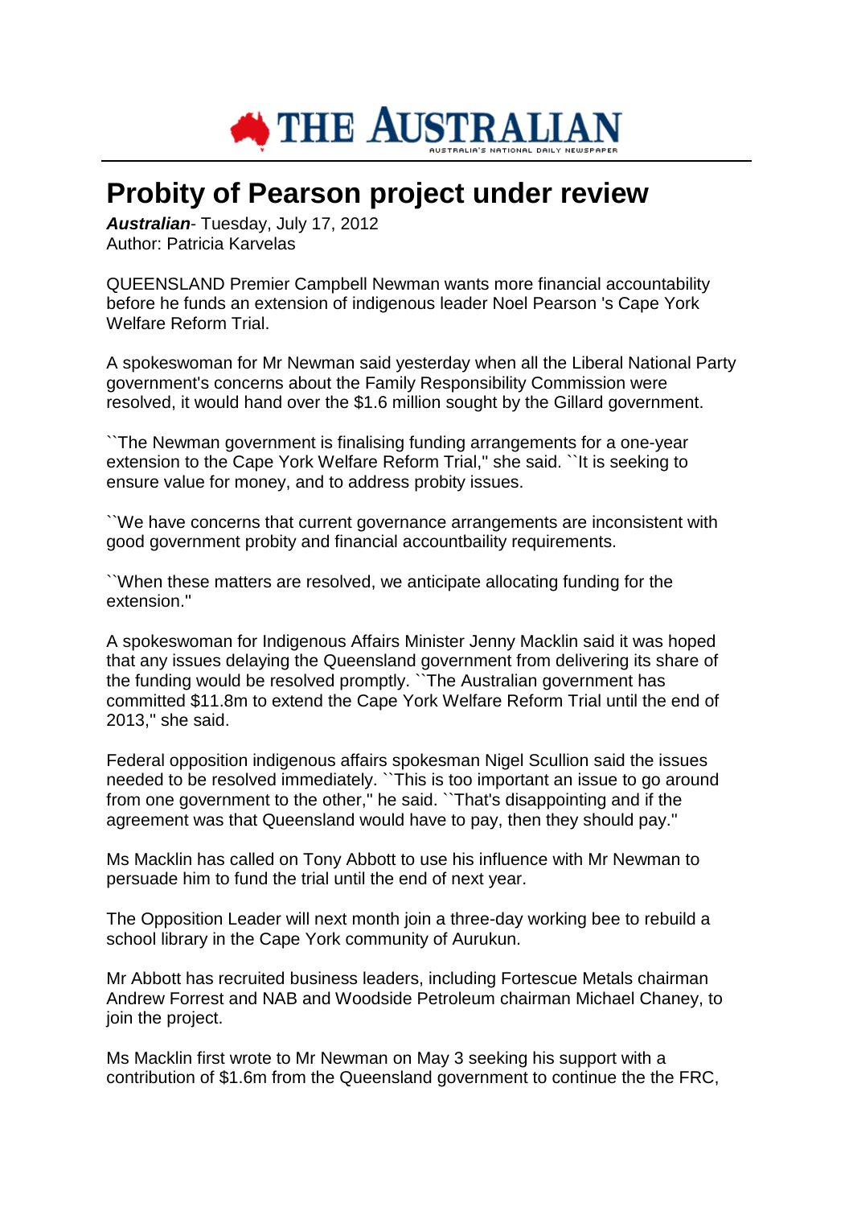# Probity of Pearson project under review

***Australian***- Tuesday, July 17, 2012
Author: Patricia Karvelas

QUEENSLAND Premier Campbell Newman wants more financial accountability before he funds an extension of indigenous leader Noel Pearson 's Cape York Welfare Reform Trial.

A spokeswoman for Mr Newman said yesterday when all the Liberal National Party government's concerns about the Family Responsibility Commission were resolved, it would hand over the $1.6 million sought by the Gillard government.

``The Newman government is finalising funding arrangements for a one-year extension to the Cape York Welfare Reform Trial,'' she said. ``It is seeking to ensure value for money, and to address probity issues.

``We have concerns that current governance arrangements are inconsistent with good government probity and financial accountbaility requirements.

``When these matters are resolved, we anticipate allocating funding for the extension.''

A spokeswoman for Indigenous Affairs Minister Jenny Macklin said it was hoped that any issues delaying the Queensland government from delivering its share of the funding would be resolved promptly. ``The Australian government has committed $11.8m to extend the Cape York Welfare Reform Trial until the end of 2013,'' she said.

Federal opposition indigenous affairs spokesman Nigel Scullion said the issues needed to be resolved immediately. ``This is too important an issue to go around from one government to the other,'' he said. ``That's disappointing and if the agreement was that Queensland would have to pay, then they should pay.''

Ms Macklin has called on Tony Abbott to use his influence with Mr Newman to persuade him to fund the trial until the end of next year.

The Opposition Leader will next month join a three-day working bee to rebuild a school library in the Cape York community of Aurukun.

Mr Abbott has recruited business leaders, including Fortescue Metals chairman Andrew Forrest and NAB and Woodside Petroleum chairman Michael Chaney, to join the project.

Ms Macklin first wrote to Mr Newman on May 3 seeking his support with a contribution of $1.6m from the Queensland government to continue the the FRC,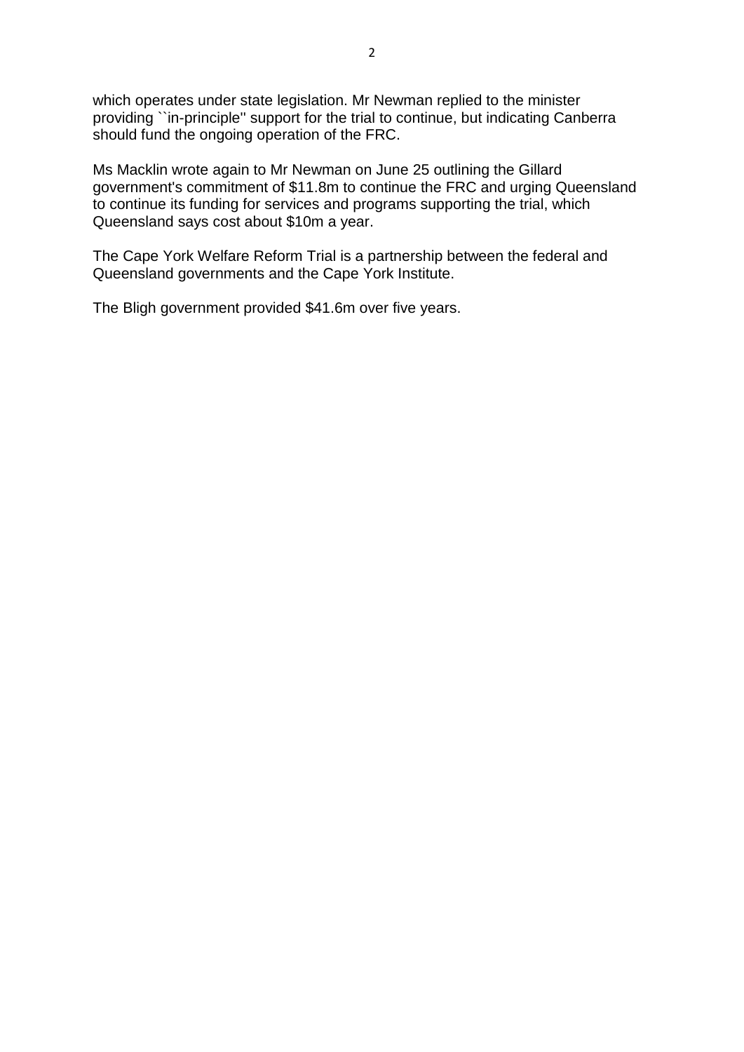which operates under state legislation. Mr Newman replied to the minister providing ``in-principle'' support for the trial to continue, but indicating Canberra should fund the ongoing operation of the FRC.

Ms Macklin wrote again to Mr Newman on June 25 outlining the Gillard government's commitment of $11.8m to continue the FRC and urging Queensland to continue its funding for services and programs supporting the trial, which Queensland says cost about $10m a year.

The Cape York Welfare Reform Trial is a partnership between the federal and Queensland governments and the Cape York Institute.

The Bligh government provided $41.6m over five years.